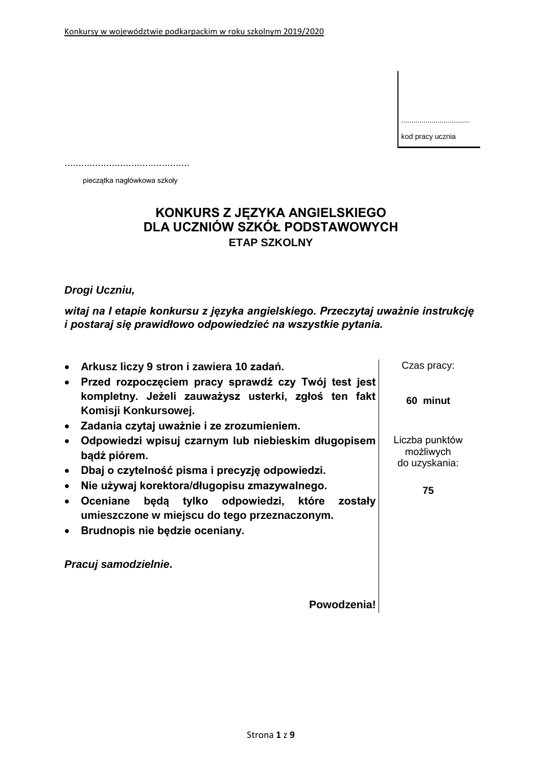...............................

kod pracy ucznia

............................................

pieczątka nagłówkowa szkoły

# KONKURS Z JĘZYKA ANGIELSKIEGO DLA UCZNIÓW SZKÓŁ PODSTAWOWYCH

## ETAP SZKOLNY

***Drogi Uczniu,***

***witaj na I etapie konkursu z języka angielskiego. Przeczytaj uważnie instrukcję i postaraj się prawidłowo odpowiedzieć na wszystkie pytania.***

- **Arkusz liczy 9 stron i zawiera 10 zadań.**
- **Przed rozpoczęciem pracy sprawdź czy Twój test jest kompletny. Jeżeli zauważysz usterki, zgłoś ten fakt Komisji Konkursowej.**
- **Zadania czytaj uważnie i ze zrozumieniem.**
- **Odpowiedzi wpisuj czarnym lub niebieskim długopisem bądź piórem.**
- **Dbaj o czytelność pisma i precyzję odpowiedzi.**
- **Nie używaj korektora/długopisu zmazywalnego.**
- **Oceniane będą tylko odpowiedzi, które zostały umieszczone w miejscu do tego przeznaczonym.**
- **Brudnopis nie będzie oceniany.**

***Pracuj samodzielnie*.**

**Powodzenia!**

Czas pracy:

**60 minut**

Liczba punktów możliwych do uzyskania:

**75**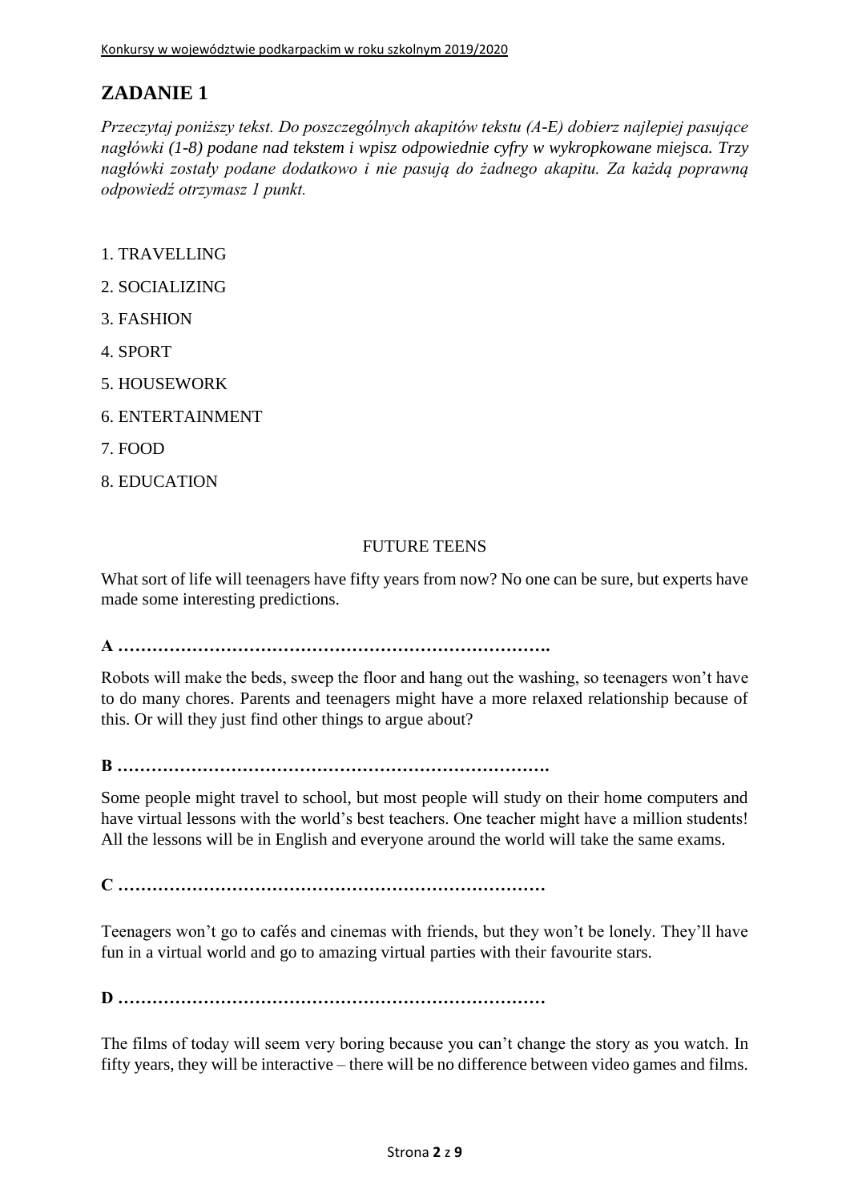## ZADANIE 1

*Przeczytaj poniższy tekst. Do poszczególnych akapitów tekstu (A-E) dobierz najlepiej pasujące nagłówki (1-8) podane nad tekstem i wpisz odpowiednie cyfry w wykropkowane miejsca. Trzy nagłówki zostały podane dodatkowo i nie pasują do żadnego akapitu. Za każdą poprawną odpowiedź otrzymasz 1 punkt.*

1. TRAVELLING
2. SOCIALIZING
3. FASHION
4. SPORT
5. HOUSEWORK
6. ENTERTAINMENT
7. FOOD
8. EDUCATION

FUTURE TEENS

What sort of life will teenagers have fifty years from now? No one can be sure, but experts have made some interesting predictions.

**A …………………………………………………………………….**

Robots will make the beds, sweep the floor and hang out the washing, so teenagers won't have to do many chores. Parents and teenagers might have a more relaxed relationship because of this. Or will they just find other things to argue about?

**B …………………………………………………………………….**

Some people might travel to school, but most people will study on their home computers and have virtual lessons with the world's best teachers. One teacher might have a million students! All the lessons will be in English and everyone around the world will take the same exams.

**C ……………………………………………………………………**

Teenagers won't go to cafés and cinemas with friends, but they won't be lonely. They'll have fun in a virtual world and go to amazing virtual parties with their favourite stars.

**D ……………………………………………………………………**

The films of today will seem very boring because you can't change the story as you watch. In fifty years, they will be interactive – there will be no difference between video games and films.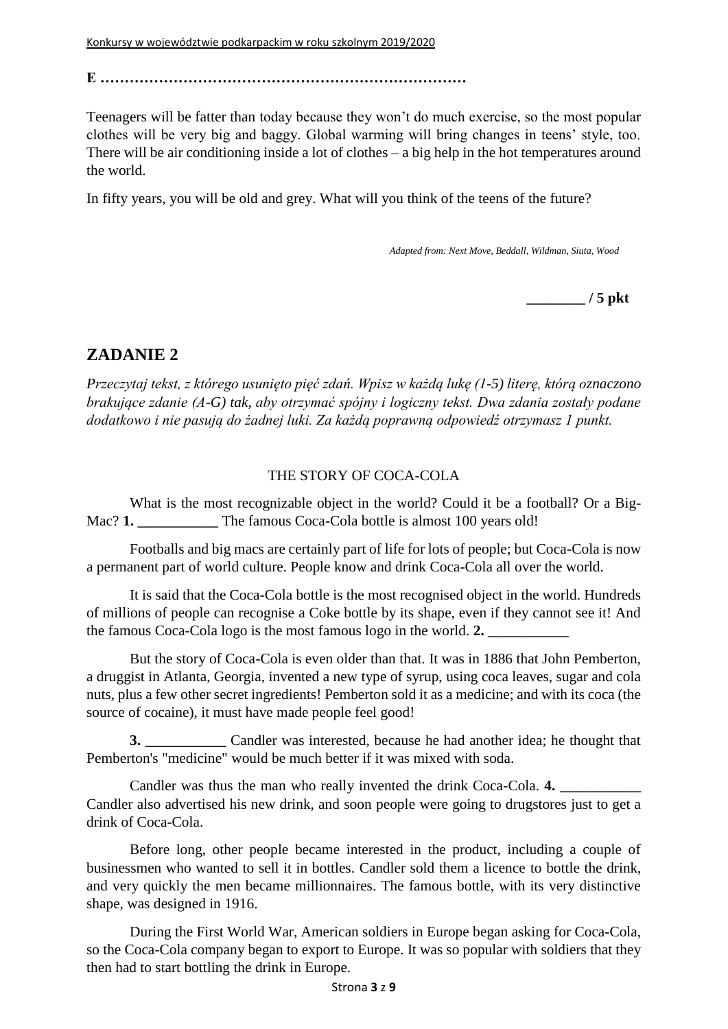**E …………………………………………………………………**

Teenagers will be fatter than today because they won't do much exercise, so the most popular clothes will be very big and baggy. Global warming will bring changes in teens' style, too. There will be air conditioning inside a lot of clothes – a big help in the hot temperatures around the world.

In fifty years, you will be old and grey. What will you think of the teens of the future?

*Adapted from: Next Move, Beddall, Wildman, Siuta, Wood*

**________ / 5 pkt**

## ZADANIE 2

*Przeczytaj tekst, z którego usunięto pięć zdań. Wpisz w każdą lukę (1-5) literę, którą oznaczono brakujące zdanie (A-G) tak, aby otrzymać spójny i logiczny tekst. Dwa zdania zostały podane dodatkowo i nie pasują do żadnej luki. Za każdą poprawną odpowiedź otrzymasz 1 punkt.*

THE STORY OF COCA-COLA

What is the most recognizable object in the world? Could it be a football? Or a Big-Mac? **1. ___________** The famous Coca-Cola bottle is almost 100 years old!

Footballs and big macs are certainly part of life for lots of people; but Coca-Cola is now a permanent part of world culture. People know and drink Coca-Cola all over the world.

It is said that the Coca-Cola bottle is the most recognised object in the world. Hundreds of millions of people can recognise a Coke bottle by its shape, even if they cannot see it! And the famous Coca-Cola logo is the most famous logo in the world. **2. ___________**

But the story of Coca-Cola is even older than that. It was in 1886 that John Pemberton, a druggist in Atlanta, Georgia, invented a new type of syrup, using coca leaves, sugar and cola nuts, plus a few other secret ingredients! Pemberton sold it as a medicine; and with its coca (the source of cocaine), it must have made people feel good!

**3. ___________** Candler was interested, because he had another idea; he thought that Pemberton's "medicine" would be much better if it was mixed with soda.

Candler was thus the man who really invented the drink Coca-Cola. **4. ___________** Candler also advertised his new drink, and soon people were going to drugstores just to get a drink of Coca-Cola.

Before long, other people became interested in the product, including a couple of businessmen who wanted to sell it in bottles. Candler sold them a licence to bottle the drink, and very quickly the men became millionnaires. The famous bottle, with its very distinctive shape, was designed in 1916.

During the First World War, American soldiers in Europe began asking for Coca-Cola, so the Coca-Cola company began to export to Europe. It was so popular with soldiers that they then had to start bottling the drink in Europe.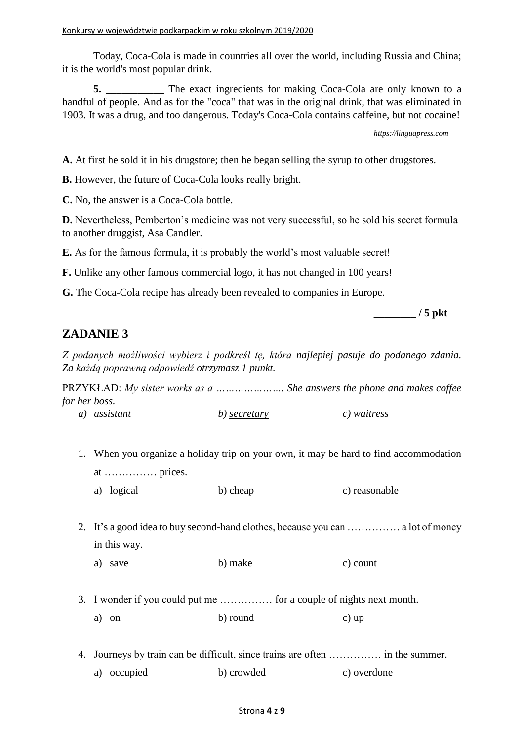Today, Coca-Cola is made in countries all over the world, including Russia and China; it is the world's most popular drink.

**5. ___________** The exact ingredients for making Coca-Cola are only known to a handful of people. And as for the "coca" that was in the original drink, that was eliminated in 1903. It was a drug, and too dangerous. Today's Coca-Cola contains caffeine, but not cocaine!

*https://linguapress.com*

**A.** At first he sold it in his drugstore; then he began selling the syrup to other drugstores.

**B.** However, the future of Coca-Cola looks really bright.

**C.** No, the answer is a Coca-Cola bottle.

**D.** Nevertheless, Pemberton's medicine was not very successful, so he sold his secret formula to another druggist, Asa Candler.

**E.** As for the famous formula, it is probably the world's most valuable secret!

**F.** Unlike any other famous commercial logo, it has not changed in 100 years!

**G.** The Coca-Cola recipe has already been revealed to companies in Europe.

**________ / 5 pkt**

## ZADANIE 3

*Z podanych możliwości wybierz i podkreśl tę, która najlepiej pasuje do podanego zdania. Za każdą poprawną odpowiedź otrzymasz 1 punkt.*

PRZYKŁAD: *My sister works as a …………………. She answers the phone and makes coffee for her boss.*

*a) assistant* *b) <u>secretary</u>* *c) waitress*

1. When you organize a holiday trip on your own, it may be hard to find accommodation at …………… prices.

   a) logical b) cheap c) reasonable

2. It's a good idea to buy second-hand clothes, because you can …………… a lot of money in this way.

   a) save b) make c) count

3. I wonder if you could put me …………… for a couple of nights next month.

   a) on b) round c) up

4. Journeys by train can be difficult, since trains are often …………… in the summer.

   a) occupied b) crowded c) overdone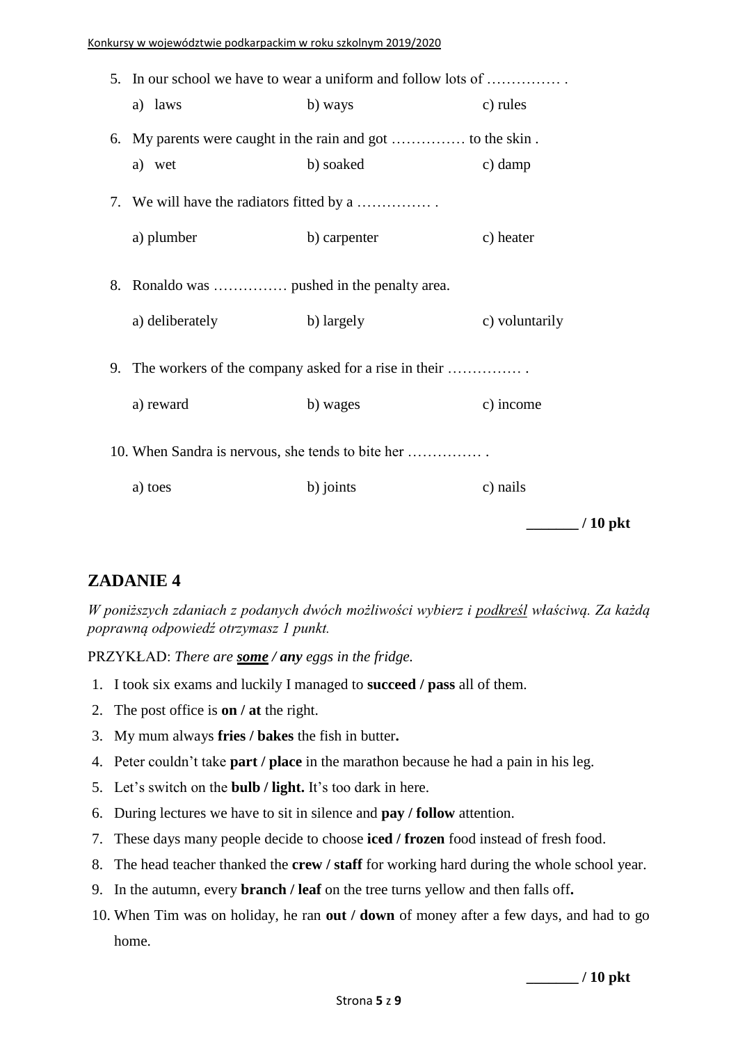5. In our school we have to wear a uniform and follow lots of …………… .

   a) laws　　　b) ways　　　c) rules

6. My parents were caught in the rain and got …………… to the skin .

   a) wet　　　b) soaked　　　c) damp

7. We will have the radiators fitted by a …………… .

   a) plumber　　　b) carpenter　　　c) heater

8. Ronaldo was …………… pushed in the penalty area.

   a) deliberately　　　b) largely　　　c) voluntarily

9. The workers of the company asked for a rise in their …………… .

   a) reward　　　b) wages　　　c) income

10. When Sandra is nervous, she tends to bite her …………… .

    a) toes　　　b) joints　　　c) nails

**_______ / 10 pkt**

## ZADANIE 4

*W poniższych zdaniach z podanych dwóch możliwości wybierz i podkreśl właściwą. Za każdą poprawną odpowiedź otrzymasz 1 punkt.*

PRZYKŁAD: *There are* ***some*** ***/ any*** *eggs in the fridge.*

1. I took six exams and luckily I managed to **succeed / pass** all of them.
2. The post office is **on / at** the right.
3. My mum always **fries / bakes** the fish in butter**.**
4. Peter couldn't take **part / place** in the marathon because he had a pain in his leg.
5. Let's switch on the **bulb / light.** It's too dark in here.
6. During lectures we have to sit in silence and **pay / follow** attention.
7. These days many people decide to choose **iced / frozen** food instead of fresh food.
8. The head teacher thanked the **crew / staff** for working hard during the whole school year.
9. In the autumn, every **branch / leaf** on the tree turns yellow and then falls off**.**
10. When Tim was on holiday, he ran **out / down** of money after a few days, and had to go home.

**_______ / 10 pkt**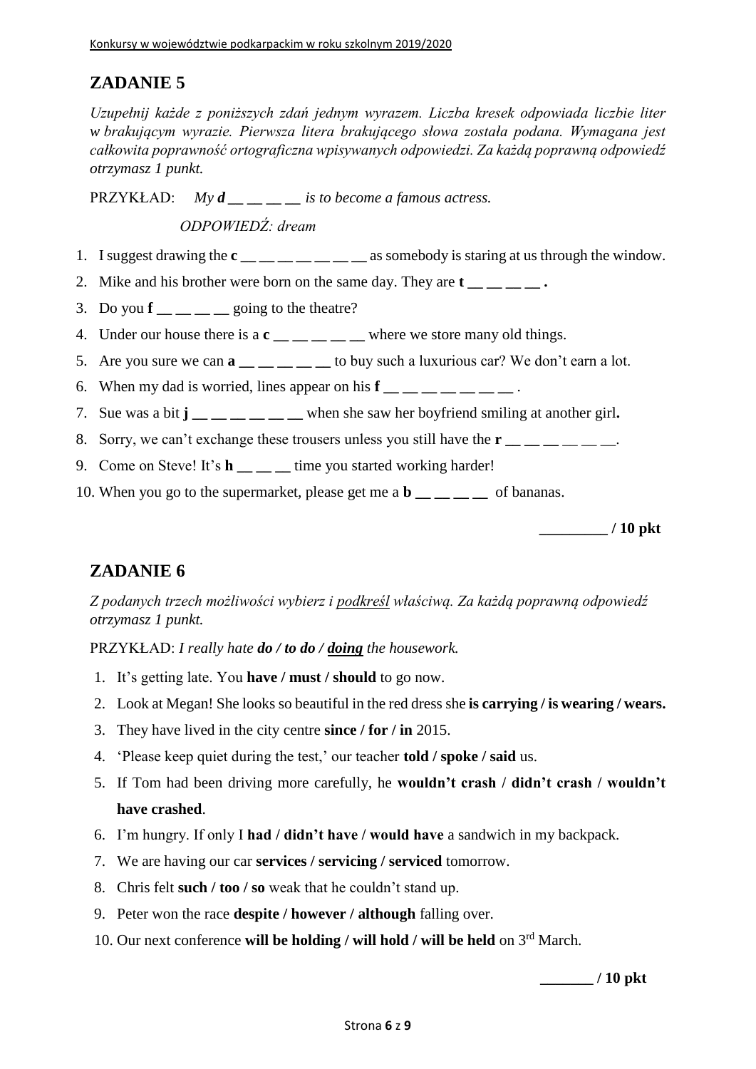## ZADANIE 5

*Uzupełnij każde z poniższych zdań jednym wyrazem. Liczba kresek odpowiada liczbie liter w brakującym wyrazie. Pierwsza litera brakującego słowa została podana. Wymagana jest całkowita poprawność ortograficzna wpisywanych odpowiedzi. Za każdą poprawną odpowiedź otrzymasz 1 punkt.*

PRZYKŁAD: *My **d** __ __ __ __ is to become a famous actress.*

*ODPOWIEDŹ: dream*

1. I suggest drawing the **c** __ __ __ __ __ __ __ __ as somebody is staring at us through the window.
2. Mike and his brother were born on the same day. They are **t** __ __ __ __ **.**
3. Do you **f** __ __ __ __ going to the theatre?
4. Under our house there is a **c** __ __ __ __ __ __ where we store many old things.
5. Are you sure we can **a** __ __ __ __ __ to buy such a luxurious car? We don't earn a lot.
6. When my dad is worried, lines appear on his **f** __ __ __ __ __ __ __ __ .
7. Sue was a bit **j** __ __ __ __ __ __ __ when she saw her boyfriend smiling at another girl**.**
8. Sorry, we can't exchange these trousers unless you still have the **r** __ __ __ __ __ __ __.
9. Come on Steve! It's **h** __ __ __ time you started working harder!
10. When you go to the supermarket, please get me a **b** __ __ __ __ of bananas.

**_________ / 10 pkt**

## ZADANIE 6

*Z podanych trzech możliwości wybierz i podkreśl właściwą. Za każdą poprawną odpowiedź otrzymasz 1 punkt.*

PRZYKŁAD: *I really hate **do / to do / doing** the housework.*

1. It's getting late. You **have / must / should** to go now.
2. Look at Megan! She looks so beautiful in the red dress she **is carrying / is wearing / wears.**
3. They have lived in the city centre **since / for / in** 2015.
4. 'Please keep quiet during the test,' our teacher **told / spoke / said** us.
5. If Tom had been driving more carefully, he **wouldn't crash / didn't crash / wouldn't have crashed**.
6. I'm hungry. If only I **had / didn't have / would have** a sandwich in my backpack.
7. We are having our car **services / servicing / serviced** tomorrow.
8. Chris felt **such / too / so** weak that he couldn't stand up.
9. Peter won the race **despite / however / although** falling over.
10. Our next conference **will be holding / will hold / will be held** on 3rd March.

**_______ / 10 pkt**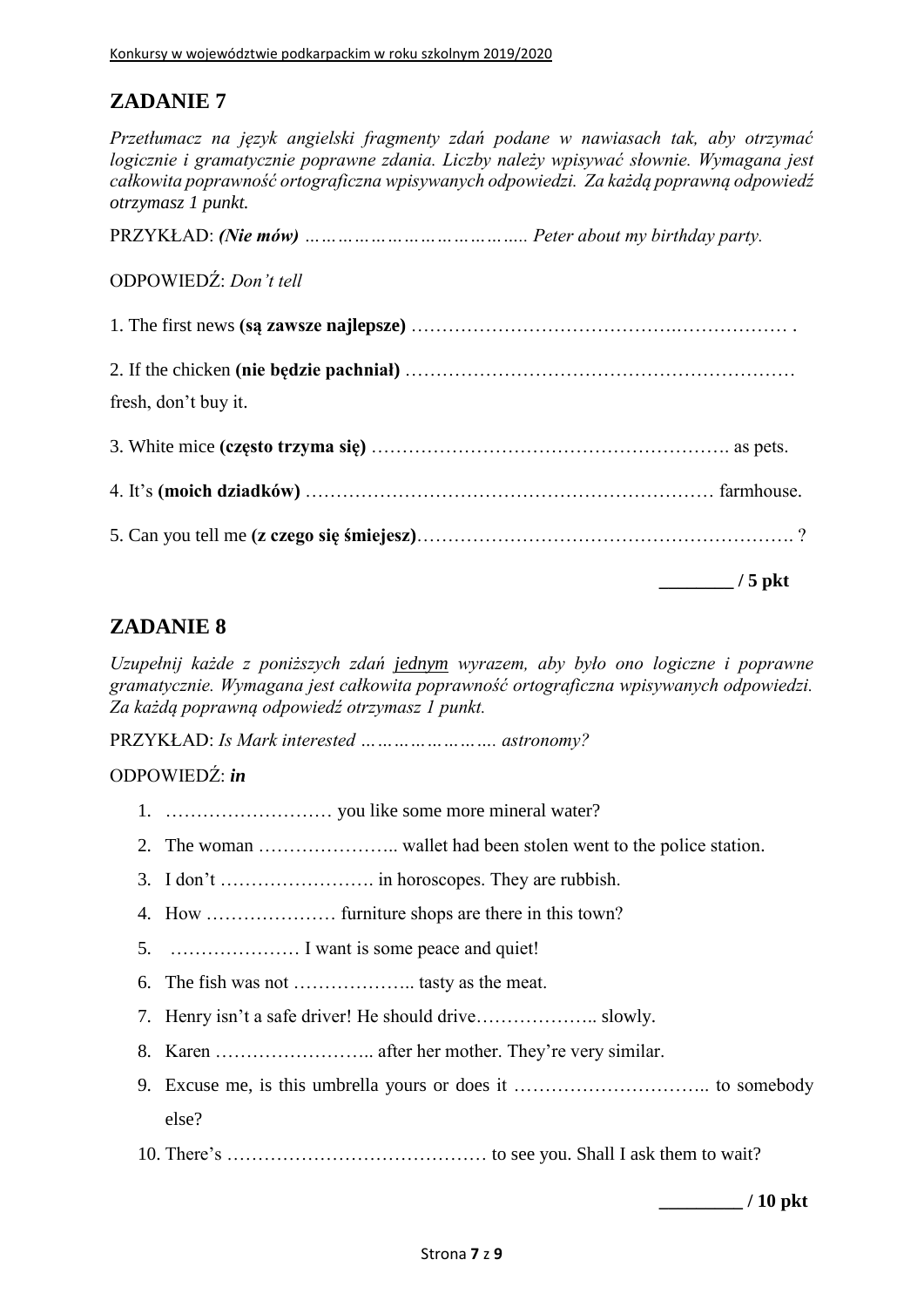## ZADANIE 7

*Przetłumacz na język angielski fragmenty zdań podane w nawiasach tak, aby otrzymać logicznie i gramatycznie poprawne zdania. Liczby należy wpisywać słownie. Wymagana jest całkowita poprawność ortograficzna wpisywanych odpowiedzi. Za każdą poprawną odpowiedź otrzymasz 1 punkt.*

PRZYKŁAD: ***(Nie mów)*** *………………………………….. Peter about my birthday party.*

ODPOWIEDŹ: *Don't tell*

1. The first news **(są zawsze najlepsze)** ………………………………….……………… .

2. If the chicken **(nie będzie pachniał)** ………………………………………………………
fresh, don't buy it.

3. White mice **(często trzyma się)** …………………………………………………. as pets.

4. It's **(moich dziadków)** ………………………………………………………… farmhouse.

5. Can you tell me **(z czego się śmiejesz)**……………………………………………………. ?

**________ / 5 pkt**

## ZADANIE 8

*Uzupełnij każde z poniższych zdań jednym wyrazem, aby było ono logiczne i poprawne gramatycznie. Wymagana jest całkowita poprawność ortograficzna wpisywanych odpowiedzi. Za każdą poprawną odpowiedź otrzymasz 1 punkt.*

PRZYKŁAD: *Is Mark interested ……………………. astronomy?*

ODPOWIEDŹ: ***in***

1. ……………………… you like some more mineral water?
2. The woman ………………….. wallet had been stolen went to the police station.
3. I don't ……………………. in horoscopes. They are rubbish.
4. How ………………… furniture shops are there in this town?
5. ………………… I want is some peace and quiet!
6. The fish was not ……………….. tasty as the meat.
7. Henry isn't a safe driver! He should drive……………….. slowly.
8. Karen …………………….. after her mother. They're very similar.
9. Excuse me, is this umbrella yours or does it ………………………….. to somebody else?
10. There's …………………………………… to see you. Shall I ask them to wait?

**_________ / 10 pkt**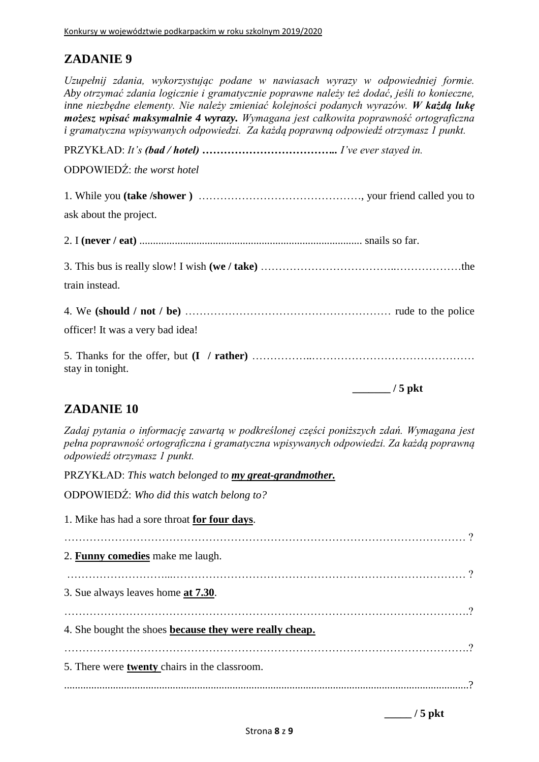## ZADANIE 9

*Uzupełnij zdania, wykorzystując podane w nawiasach wyrazy w odpowiedniej formie. Aby otrzymać zdania logicznie i gramatycznie poprawne należy też dodać, jeśli to konieczne, inne niezbędne elementy. Nie należy zmieniać kolejności podanych wyrazów.* ***W każdą lukę możesz wpisać maksymalnie 4 wyrazy.*** *Wymagana jest całkowita poprawność ortograficzna i gramatyczna wpisywanych odpowiedzi. Za każdą poprawną odpowiedź otrzymasz 1 punkt.*

PRZYKŁAD: *It's* ***(bad / hotel)*** **……………………………..** *I've ever stayed in.*

ODPOWIEDŹ: *the worst hotel*

1. While you **(take /shower )** ………………………………………, your friend called you to ask about the project.

2. I **(never / eat)** ................................................................................. snails so far.

3. This bus is really slow! I wish **(we / take)** ………………………………..………………the train instead.

4. We **(should / not / be)** ………………………………………………… rude to the police officer! It was a very bad idea!

5. Thanks for the offer, but **(I / rather)** ……………..……………………………………… stay in tonight.

**_______ / 5 pkt**

## ZADANIE 10

*Zadaj pytania o informację zawartą w podkreślonej części poniższych zdań. Wymagana jest pełna poprawność ortograficzna i gramatyczna wpisywanych odpowiedzi. Za każdą poprawną odpowiedź otrzymasz 1 punkt.*

PRZYKŁAD: *This watch belonged to* ***my great-grandmother.***

ODPOWIEDŹ: *Who did this watch belong to?*

1. Mike has had a sore throat **for four days**.

………………………………………………………………………………………………… ?

2. **Funny comedies** make me laugh.

………………………...…………………………………………………………………… ?

3. Sue always leaves home **at 7.30**.

…………………………………………………………………………………………………..?

4. She bought the shoes **because they were really cheap.**

………………………………………………………………………………………………….?

5. There were **twenty** chairs in the classroom.

...................................................................................................................................................?

**_____ / 5 pkt**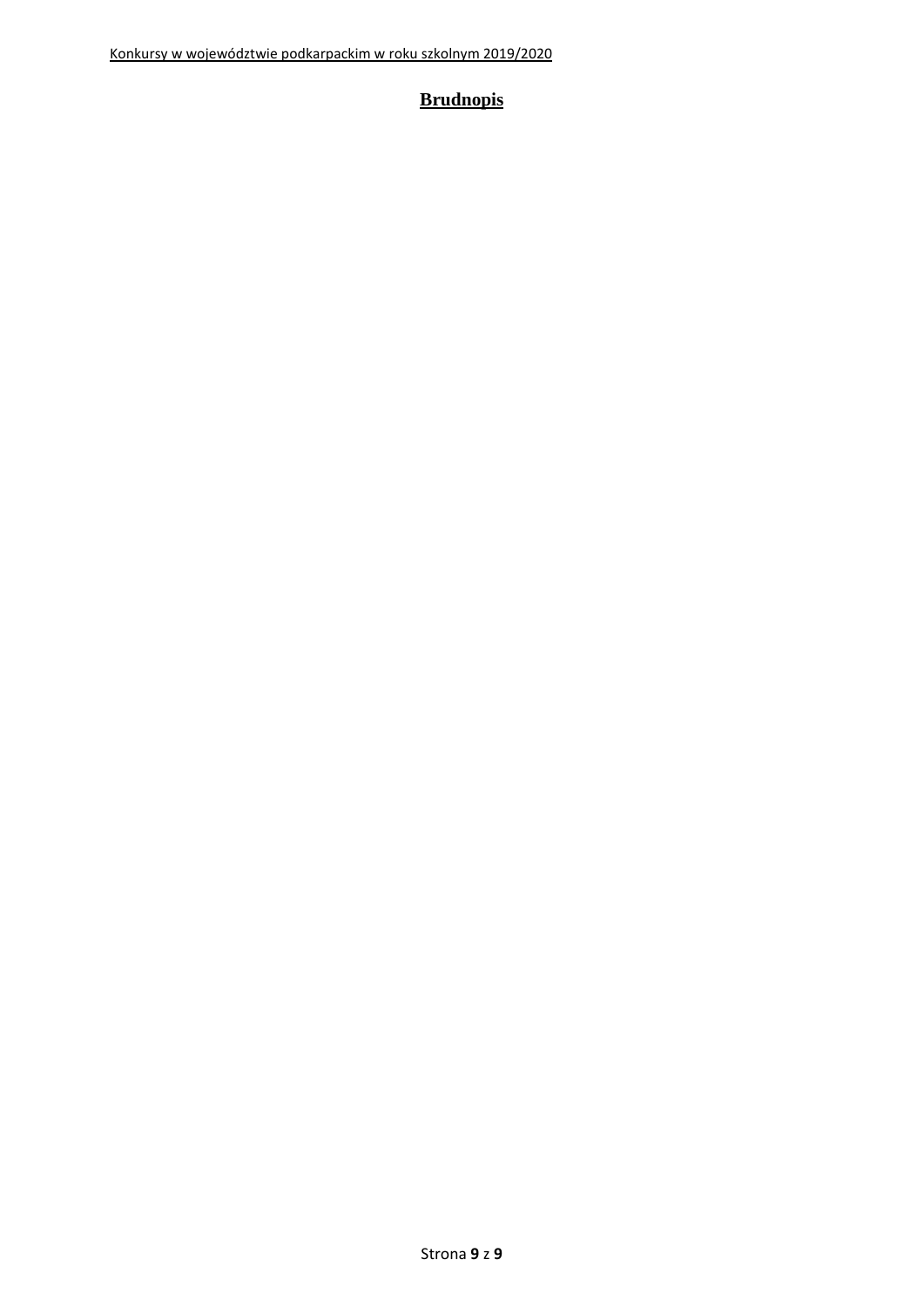**Brudnopis**